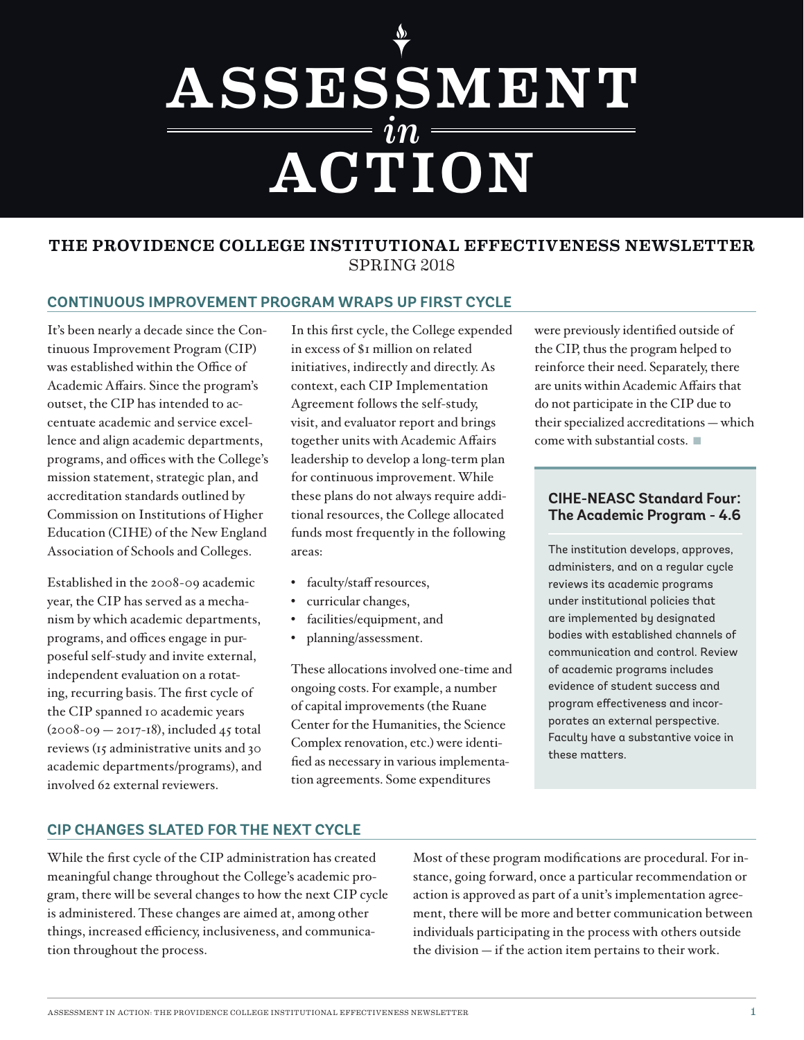# ASSESSMENT *in* ACTION

**THE PROVIDENCE COLLEGE INSTITUTIONAL EFFECTIVENESS NEWSLETTER**
SPRING 2018

## CONTINUOUS IMPROVEMENT PROGRAM WRAPS UP FIRST CYCLE

It's been nearly a decade since the Continuous Improvement Program (CIP) was established within the Office of Academic Affairs. Since the program's outset, the CIP has intended to accentuate academic and service excellence and align academic departments, programs, and offices with the College's mission statement, strategic plan, and accreditation standards outlined by Commission on Institutions of Higher Education (CIHE) of the New England Association of Schools and Colleges.

Established in the 2008-09 academic year, the CIP has served as a mechanism by which academic departments, programs, and offices engage in purposeful self-study and invite external, independent evaluation on a rotating, recurring basis. The first cycle of the CIP spanned 10 academic years (2008-09 — 2017-18), included 45 total reviews (15 administrative units and 30 academic departments/programs), and involved 62 external reviewers.

In this first cycle, the College expended in excess of $1 million on related initiatives, indirectly and directly. As context, each CIP Implementation Agreement follows the self-study, visit, and evaluator report and brings together units with Academic Affairs leadership to develop a long-term plan for continuous improvement. While these plans do not always require additional resources, the College allocated funds most frequently in the following areas:

- faculty/staff resources,
- curricular changes,
- facilities/equipment, and
- planning/assessment.

These allocations involved one-time and ongoing costs. For example, a number of capital improvements (the Ruane Center for the Humanities, the Science Complex renovation, etc.) were identified as necessary in various implementation agreements. Some expenditures were previously identified outside of the CIP, thus the program helped to reinforce their need. Separately, there are units within Academic Affairs that do not participate in the CIP due to their specialized accreditations — which come with substantial costs.

### CIHE-NEASC Standard Four: The Academic Program - 4.6

The institution develops, approves, administers, and on a regular cycle reviews its academic programs under institutional policies that are implemented by designated bodies with established channels of communication and control. Review of academic programs includes evidence of student success and program effectiveness and incorporates an external perspective. Faculty have a substantive voice in these matters.

## CIP CHANGES SLATED FOR THE NEXT CYCLE

While the first cycle of the CIP administration has created meaningful change throughout the College's academic program, there will be several changes to how the next CIP cycle is administered. These changes are aimed at, among other things, increased efficiency, inclusiveness, and communication throughout the process.

Most of these program modifications are procedural. For instance, going forward, once a particular recommendation or action is approved as part of a unit's implementation agreement, there will be more and better communication between individuals participating in the process with others outside the division — if the action item pertains to their work.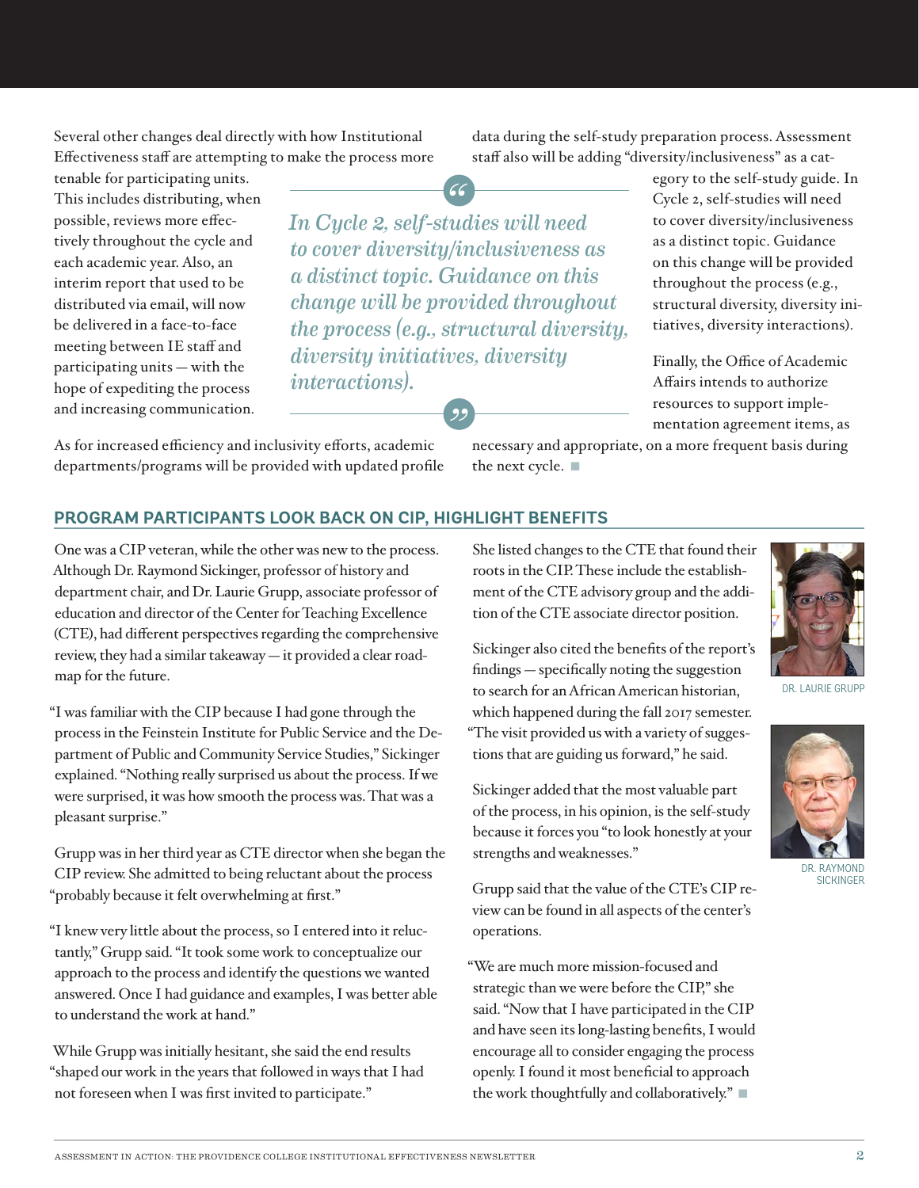Several other changes deal directly with how Institutional Effectiveness staff are attempting to make the process more tenable for participating units. This includes distributing, when possible, reviews more effectively throughout the cycle and each academic year. Also, an interim report that used to be distributed via email, will now be delivered in a face-to-face meeting between IE staff and participating units — with the hope of expediting the process and increasing communication.

> *In Cycle 2, self-studies will need to cover diversity/inclusiveness as a distinct topic. Guidance on this change will be provided throughout the process (e.g., structural diversity, diversity initiatives, diversity interactions).*

As for increased efficiency and inclusivity efforts, academic departments/programs will be provided with updated profile data during the self-study preparation process. Assessment staff also will be adding "diversity/inclusiveness" as a category to the self-study guide. In Cycle 2, self-studies will need to cover diversity/inclusiveness as a distinct topic. Guidance on this change will be provided throughout the process (e.g., structural diversity, diversity initiatives, diversity interactions).

Finally, the Office of Academic Affairs intends to authorize resources to support implementation agreement items, as necessary and appropriate, on a more frequent basis during the next cycle. ■

## PROGRAM PARTICIPANTS LOOK BACK ON CIP, HIGHLIGHT BENEFITS

One was a CIP veteran, while the other was new to the process. Although Dr. Raymond Sickinger, professor of history and department chair, and Dr. Laurie Grupp, associate professor of education and director of the Center for Teaching Excellence (CTE), had different perspectives regarding the comprehensive review, they had a similar takeaway — it provided a clear roadmap for the future.

"I was familiar with the CIP because I had gone through the process in the Feinstein Institute for Public Service and the Department of Public and Community Service Studies," Sickinger explained. "Nothing really surprised us about the process. If we were surprised, it was how smooth the process was. That was a pleasant surprise."

Grupp was in her third year as CTE director when she began the CIP review. She admitted to being reluctant about the process "probably because it felt overwhelming at first."

"I knew very little about the process, so I entered into it reluctantly," Grupp said. "It took some work to conceptualize our approach to the process and identify the questions we wanted answered. Once I had guidance and examples, I was better able to understand the work at hand."

While Grupp was initially hesitant, she said the end results "shaped our work in the years that followed in ways that I had not foreseen when I was first invited to participate."

She listed changes to the CTE that found their roots in the CIP. These include the establishment of the CTE advisory group and the addition of the CTE associate director position.

Sickinger also cited the benefits of the report's findings — specifically noting the suggestion to search for an African American historian, which happened during the fall 2017 semester. "The visit provided us with a variety of suggestions that are guiding us forward," he said.

Sickinger added that the most valuable part of the process, in his opinion, is the self-study because it forces you "to look honestly at your strengths and weaknesses."

Grupp said that the value of the CTE's CIP review can be found in all aspects of the center's operations.

"We are much more mission-focused and strategic than we were before the CIP," she said. "Now that I have participated in the CIP and have seen its long-lasting benefits, I would encourage all to consider engaging the process openly. I found it most beneficial to approach the work thoughtfully and collaboratively." ■

DR. LAURIE GRUPP

DR. RAYMOND SICKINGER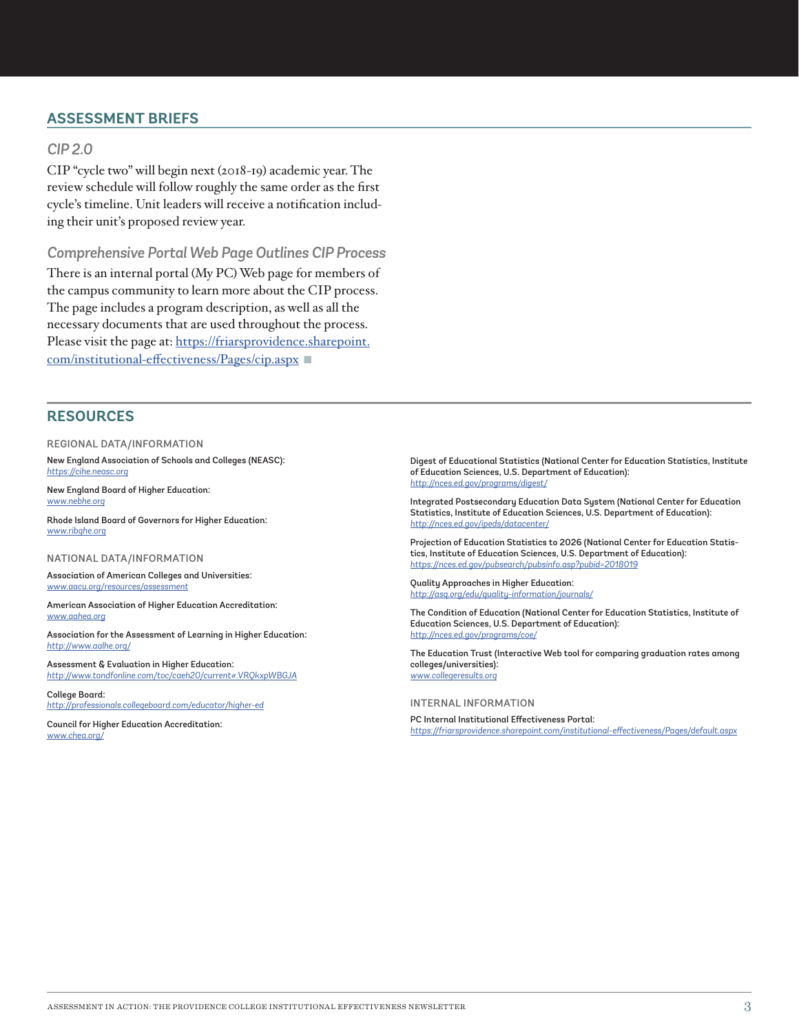## ASSESSMENT BRIEFS

### *CIP 2.0*

CIP "cycle two" will begin next (2018-19) academic year. The review schedule will follow roughly the same order as the first cycle's timeline. Unit leaders will receive a notification including their unit's proposed review year.

### *Comprehensive Portal Web Page Outlines CIP Process*

There is an internal portal (My PC) Web page for members of the campus community to learn more about the CIP process. The page includes a program description, as well as all the necessary documents that are used throughout the process. Please visit the page at: https://friarsprovidence.sharepoint.com/institutional-effectiveness/Pages/cip.aspx ■

## RESOURCES

### REGIONAL DATA/INFORMATION

New England Association of Schools and Colleges (NEASC):
*https://cihe.neasc.org*

New England Board of Higher Education:
*www.nebhe.org*

Rhode Island Board of Governors for Higher Education:
*www.ribghe.org*

### NATIONAL DATA/INFORMATION

Association of American Colleges and Universities:
*www.aacu.org/resources/assessment*

American Association of Higher Education Accreditation:
*www.aahea.org*

Association for the Assessment of Learning in Higher Education:
*http://www.aalhe.org/*

Assessment & Evaluation in Higher Education:
*http://www.tandfonline.com/toc/caeh20/current#.VRQkxpWBGJA*

College Board:
*http://professionals.collegeboard.com/educator/higher-ed*

Council for Higher Education Accreditation:
*www.chea.org/*

Digest of Educational Statistics (National Center for Education Statistics, Institute of Education Sciences, U.S. Department of Education):
*http://nces.ed.gov/programs/digest/*

Integrated Postsecondary Education Data System (National Center for Education Statistics, Institute of Education Sciences, U.S. Department of Education):
*http://nces.ed.gov/ipeds/datacenter/*

Projection of Education Statistics to 2026 (National Center for Education Statistics, Institute of Education Sciences, U.S. Department of Education):
*https://nces.ed.gov/pubsearch/pubsinfo.asp?pubid=2018019*

Quality Approaches in Higher Education:
*http://asq.org/edu/quality-information/journals/*

The Condition of Education (National Center for Education Statistics, Institute of Education Sciences, U.S. Department of Education):
*http://nces.ed.gov/programs/coe/*

The Education Trust (Interactive Web tool for comparing graduation rates among colleges/universities):
*www.collegeresults.org*

### INTERNAL INFORMATION

PC Internal Institutional Effectiveness Portal:
*https://friarsprovidence.sharepoint.com/institutional-effectiveness/Pages/default.aspx*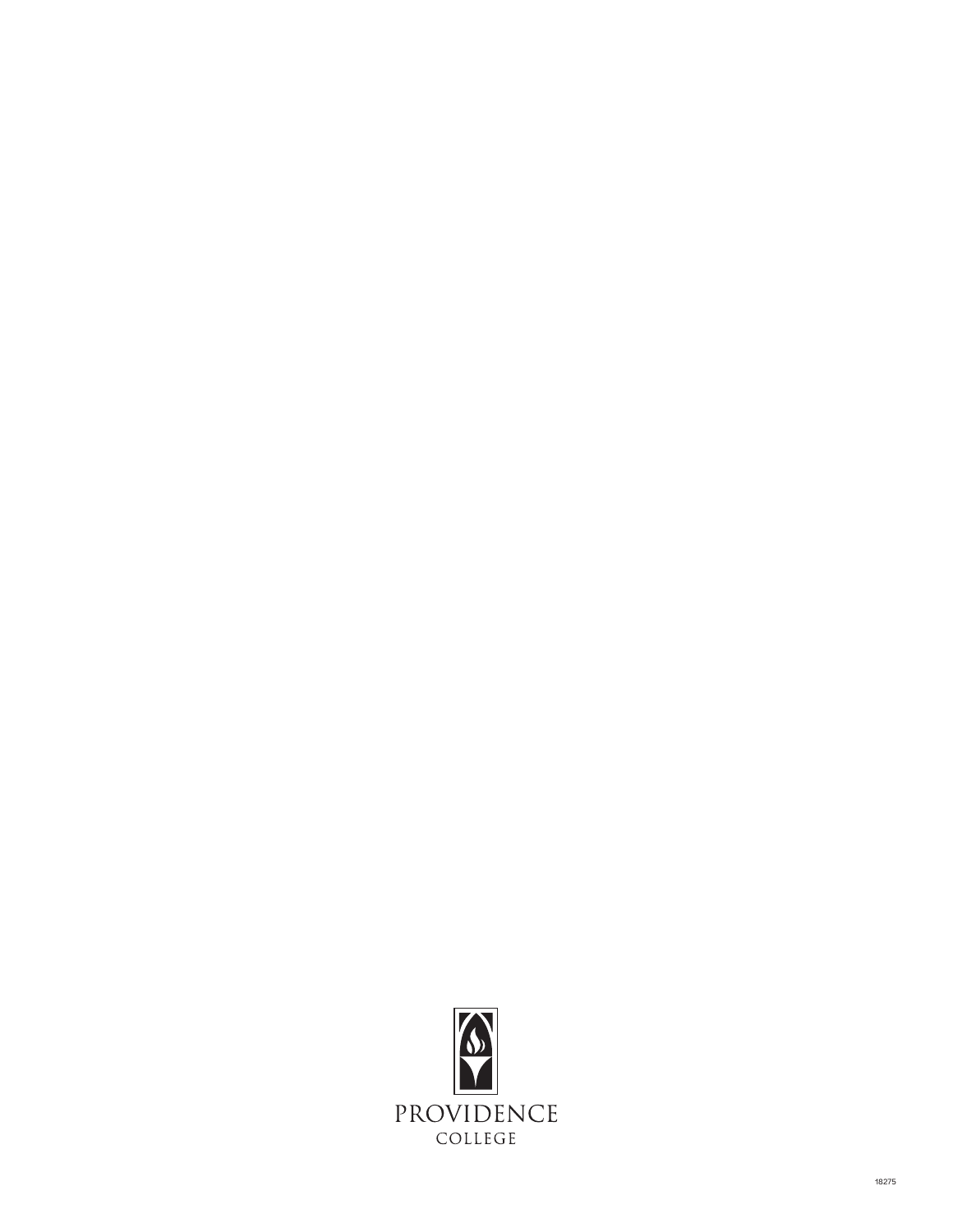PROVIDENCE

COLLEGE

18275